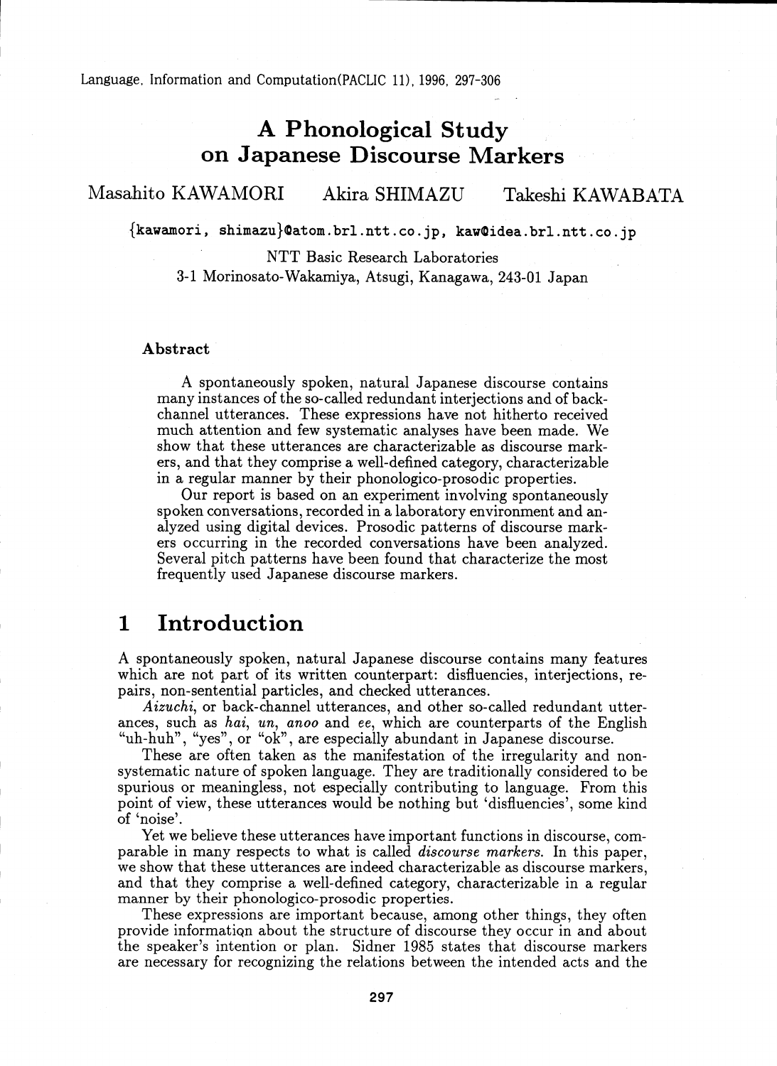# A Phonological Study on Japanese Discourse Markers

Masahito KAWAMORI    Akira SHIMAZU    Takeshi KAWABATA

{kawamori, shimazu}@atom.brl.ntt.co.jp, kaw@idea.brl.ntt.co.jp

NTT Basic Research Laboratories
3-1 Morinosato-Wakamiya, Atsugi, Kanagawa, 243-01 Japan

### Abstract

A spontaneously spoken, natural Japanese discourse contains many instances of the so-called redundant interjections and of back-channel utterances. These expressions have not hitherto received much attention and few systematic analyses have been made. We show that these utterances are characterizable as discourse markers, and that they comprise a well-defined category, characterizable in a regular manner by their phonologico-prosodic properties.

Our report is based on an experiment involving spontaneously spoken conversations, recorded in a laboratory environment and analyzed using digital devices. Prosodic patterns of discourse markers occurring in the recorded conversations have been analyzed. Several pitch patterns have been found that characterize the most frequently used Japanese discourse markers.

## 1 Introduction

A spontaneously spoken, natural Japanese discourse contains many features which are not part of its written counterpart: disfluencies, interjections, repairs, non-sentential particles, and checked utterances.

*Aizuchi*, or back-channel utterances, and other so-called redundant utterances, such as *hai*, *un*, *anoo* and *ee*, which are counterparts of the English "uh-huh", "yes", or "ok", are especially abundant in Japanese discourse.

These are often taken as the manifestation of the irregularity and non-systematic nature of spoken language. They are traditionally considered to be spurious or meaningless, not especially contributing to language. From this point of view, these utterances would be nothing but 'disfluencies', some kind of 'noise'.

Yet we believe these utterances have important functions in discourse, comparable in many respects to what is called *discourse markers*. In this paper, we show that these utterances are indeed characterizable as discourse markers, and that they comprise a well-defined category, characterizable in a regular manner by their phonologico-prosodic properties.

These expressions are important because, among other things, they often provide information about the structure of discourse they occur in and about the speaker's intention or plan. Sidner 1985 states that discourse markers are necessary for recognizing the relations between the intended acts and the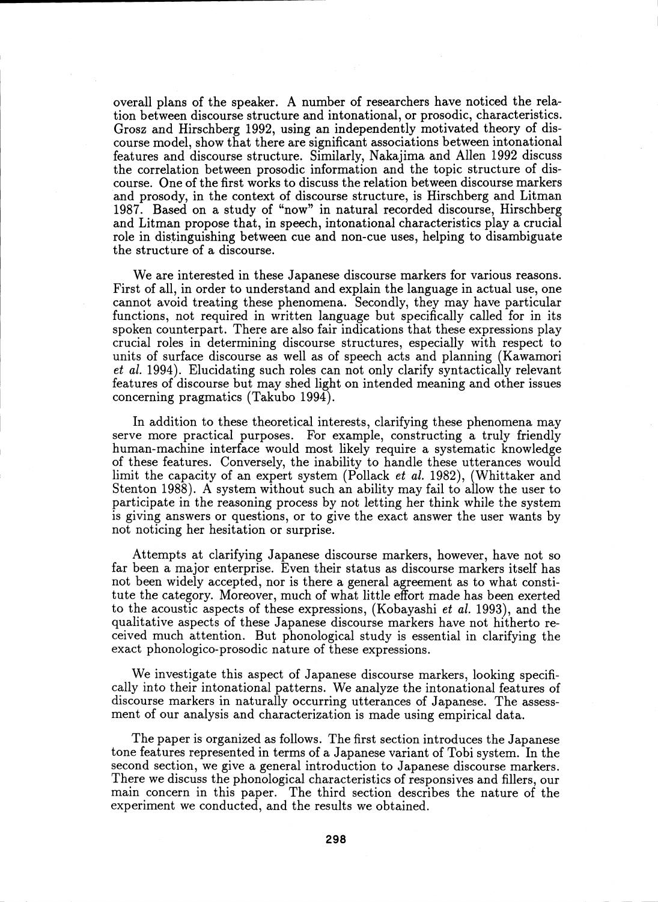overall plans of the speaker. A number of researchers have noticed the relation between discourse structure and intonational, or prosodic, characteristics. Grosz and Hirschberg 1992, using an independently motivated theory of discourse model, show that there are significant associations between intonational features and discourse structure. Similarly, Nakajima and Allen 1992 discuss the correlation between prosodic information and the topic structure of discourse. One of the first works to discuss the relation between discourse markers and prosody, in the context of discourse structure, is Hirschberg and Litman 1987. Based on a study of "now" in natural recorded discourse, Hirschberg and Litman propose that, in speech, intonational characteristics play a crucial role in distinguishing between cue and non-cue uses, helping to disambiguate the structure of a discourse.

We are interested in these Japanese discourse markers for various reasons. First of all, in order to understand and explain the language in actual use, one cannot avoid treating these phenomena. Secondly, they may have particular functions, not required in written language but specifically called for in its spoken counterpart. There are also fair indications that these expressions play crucial roles in determining discourse structures, especially with respect to units of surface discourse as well as of speech acts and planning (Kawamori *et al.* 1994). Elucidating such roles can not only clarify syntactically relevant features of discourse but may shed light on intended meaning and other issues concerning pragmatics (Takubo 1994).

In addition to these theoretical interests, clarifying these phenomena may serve more practical purposes. For example, constructing a truly friendly human-machine interface would most likely require a systematic knowledge of these features. Conversely, the inability to handle these utterances would limit the capacity of an expert system (Pollack *et al.* 1982), (Whittaker and Stenton 1988). A system without such an ability may fail to allow the user to participate in the reasoning process by not letting her think while the system is giving answers or questions, or to give the exact answer the user wants by not noticing her hesitation or surprise.

Attempts at clarifying Japanese discourse markers, however, have not so far been a major enterprise. Even their status as discourse markers itself has not been widely accepted, nor is there a general agreement as to what constitute the category. Moreover, much of what little effort made has been exerted to the acoustic aspects of these expressions, (Kobayashi *et al.* 1993), and the qualitative aspects of these Japanese discourse markers have not hitherto received much attention. But phonological study is essential in clarifying the exact phonologico-prosodic nature of these expressions.

We investigate this aspect of Japanese discourse markers, looking specifically into their intonational patterns. We analyze the intonational features of discourse markers in naturally occurring utterances of Japanese. The assessment of our analysis and characterization is made using empirical data.

The paper is organized as follows. The first section introduces the Japanese tone features represented in terms of a Japanese variant of Tobi system. In the second section, we give a general introduction to Japanese discourse markers. There we discuss the phonological characteristics of responsives and fillers, our main concern in this paper. The third section describes the nature of the experiment we conducted, and the results we obtained.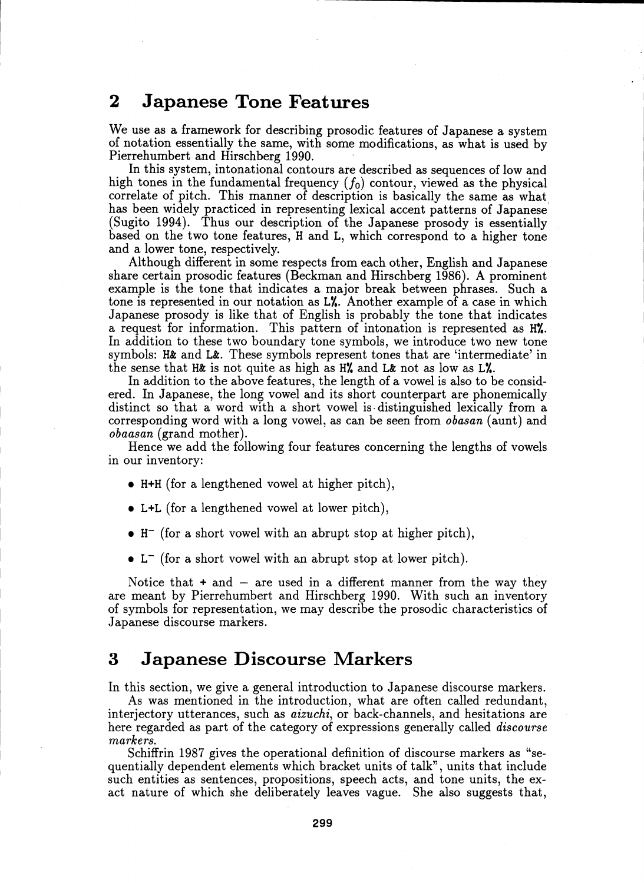## 2 Japanese Tone Features

We use as a framework for describing prosodic features of Japanese a system of notation essentially the same, with some modifications, as what is used by Pierrehumbert and Hirschberg 1990.

In this system, intonational contours are described as sequences of low and high tones in the fundamental frequency ($f_0$) contour, viewed as the physical correlate of pitch. This manner of description is basically the same as what has been widely practiced in representing lexical accent patterns of Japanese (Sugito 1994). Thus our description of the Japanese prosody is essentially based on the two tone features, H and L, which correspond to a higher tone and a lower tone, respectively.

Although different in some respects from each other, English and Japanese share certain prosodic features (Beckman and Hirschberg 1986). A prominent example is the tone that indicates a major break between phrases. Such a tone is represented in our notation as L%. Another example of a case in which Japanese prosody is like that of English is probably the tone that indicates a request for information. This pattern of intonation is represented as H%. In addition to these two boundary tone symbols, we introduce two new tone symbols: H& and L&. These symbols represent tones that are 'intermediate' in the sense that H& is not quite as high as H% and L& not as low as L%.

In addition to the above features, the length of a vowel is also to be considered. In Japanese, the long vowel and its short counterpart are phonemically distinct so that a word with a short vowel is distinguished lexically from a corresponding word with a long vowel, as can be seen from *obasan* (aunt) and *obaasan* (grand mother).

Hence we add the following four features concerning the lengths of vowels in our inventory:

- H+H (for a lengthened vowel at higher pitch),
- L+L (for a lengthened vowel at lower pitch),
- $H^-$ (for a short vowel with an abrupt stop at higher pitch),
- $L^-$ (for a short vowel with an abrupt stop at lower pitch).

Notice that + and − are used in a different manner from the way they are meant by Pierrehumbert and Hirschberg 1990. With such an inventory of symbols for representation, we may describe the prosodic characteristics of Japanese discourse markers.

## 3 Japanese Discourse Markers

In this section, we give a general introduction to Japanese discourse markers.

As was mentioned in the introduction, what are often called redundant, interjectory utterances, such as *aizuchi*, or back-channels, and hesitations are here regarded as part of the category of expressions generally called *discourse markers*.

Schiffrin 1987 gives the operational definition of discourse markers as "sequentially dependent elements which bracket units of talk", units that include such entities as sentences, propositions, speech acts, and tone units, the exact nature of which she deliberately leaves vague. She also suggests that,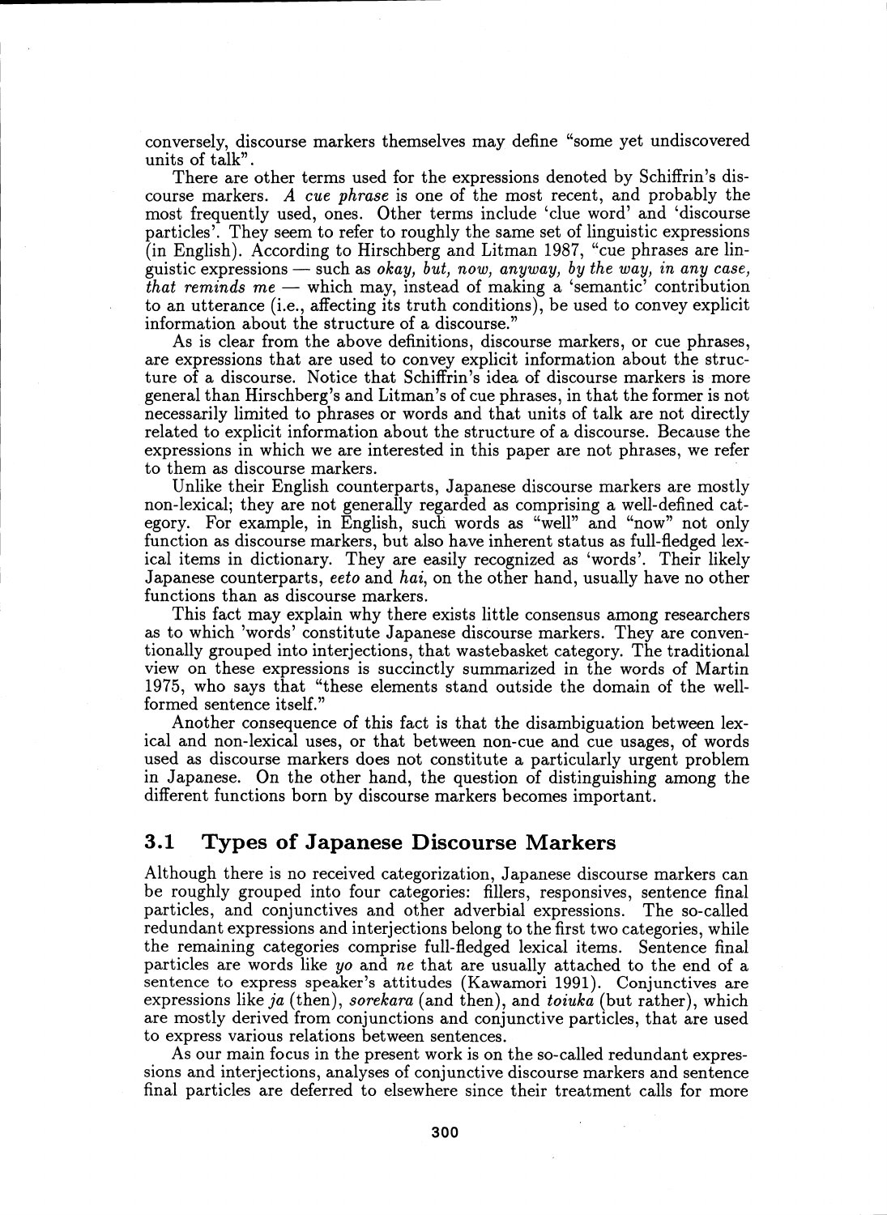conversely, discourse markers themselves may define "some yet undiscovered units of talk".

There are other terms used for the expressions denoted by Schiffrin's discourse markers. *A cue phrase* is one of the most recent, and probably the most frequently used, ones. Other terms include 'clue word' and 'discourse particles'. They seem to refer to roughly the same set of linguistic expressions (in English). According to Hirschberg and Litman 1987, "cue phrases are linguistic expressions — such as *okay, but, now, anyway, by the way, in any case, that reminds me* — which may, instead of making a 'semantic' contribution to an utterance (i.e., affecting its truth conditions), be used to convey explicit information about the structure of a discourse."

As is clear from the above definitions, discourse markers, or cue phrases, are expressions that are used to convey explicit information about the structure of a discourse. Notice that Schiffrin's idea of discourse markers is more general than Hirschberg's and Litman's of cue phrases, in that the former is not necessarily limited to phrases or words and that units of talk are not directly related to explicit information about the structure of a discourse. Because the expressions in which we are interested in this paper are not phrases, we refer to them as discourse markers.

Unlike their English counterparts, Japanese discourse markers are mostly non-lexical; they are not generally regarded as comprising a well-defined category. For example, in English, such words as "well" and "now" not only function as discourse markers, but also have inherent status as full-fledged lexical items in dictionary. They are easily recognized as 'words'. Their likely Japanese counterparts, *eeto* and *hai*, on the other hand, usually have no other functions than as discourse markers.

This fact may explain why there exists little consensus among researchers as to which 'words' constitute Japanese discourse markers. They are conventionally grouped into interjections, that wastebasket category. The traditional view on these expressions is succinctly summarized in the words of Martin 1975, who says that "these elements stand outside the domain of the well-formed sentence itself."

Another consequence of this fact is that the disambiguation between lexical and non-lexical uses, or that between non-cue and cue usages, of words used as discourse markers does not constitute a particularly urgent problem in Japanese. On the other hand, the question of distinguishing among the different functions born by discourse markers becomes important.

## 3.1 Types of Japanese Discourse Markers

Although there is no received categorization, Japanese discourse markers can be roughly grouped into four categories: fillers, responsives, sentence final particles, and conjunctives and other adverbial expressions. The so-called redundant expressions and interjections belong to the first two categories, while the remaining categories comprise full-fledged lexical items. Sentence final particles are words like *yo* and *ne* that are usually attached to the end of a sentence to express speaker's attitudes (Kawamori 1991). Conjunctives are expressions like *ja* (then), *sorekara* (and then), and *toiuka* (but rather), which are mostly derived from conjunctions and conjunctive particles, that are used to express various relations between sentences.

As our main focus in the present work is on the so-called redundant expressions and interjections, analyses of conjunctive discourse markers and sentence final particles are deferred to elsewhere since their treatment calls for more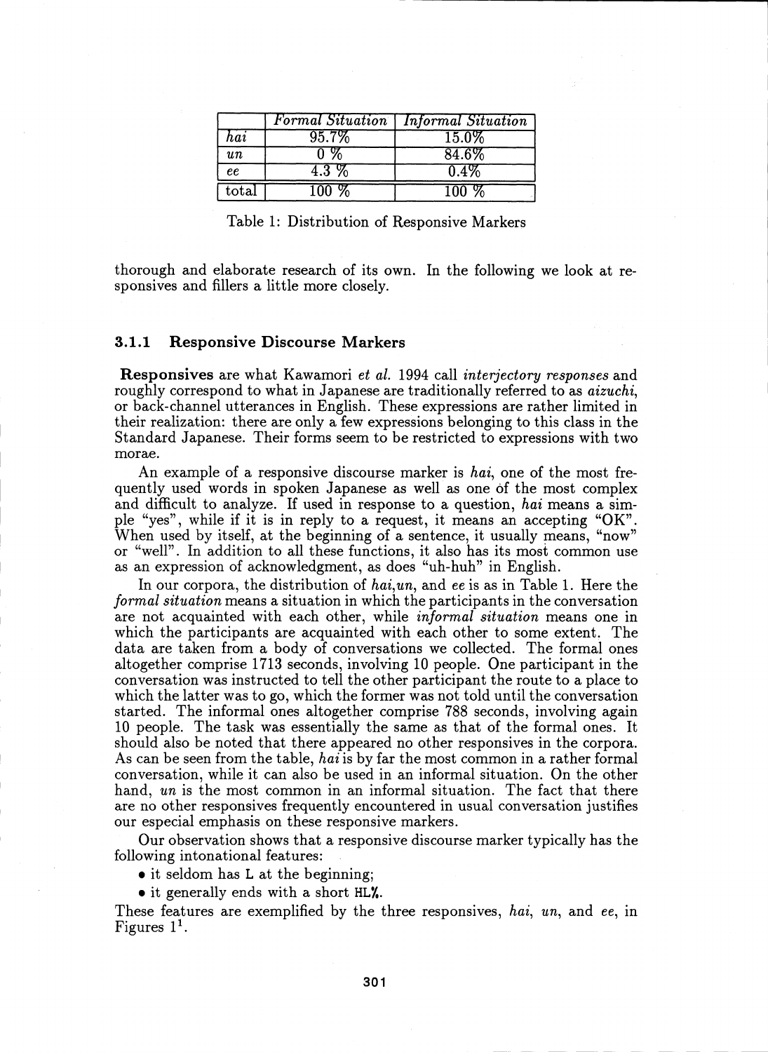| | *Formal Situation* | *Informal Situation* |
|---|---|---|
| *hai* | 95.7% | 15.0% |
| *un* | 0 % | 84.6% |
| *ee* | 4.3 % | 0.4% |
| total | 100 % | 100 % |

Table 1: Distribution of Responsive Markers

thorough and elaborate research of its own. In the following we look at responsives and fillers a little more closely.

### 3.1.1 Responsive Discourse Markers

**Responsives** are what Kawamori *et al.* 1994 call *interjectory responses* and roughly correspond to what in Japanese are traditionally referred to as *aizuchi*, or back-channel utterances in English. These expressions are rather limited in their realization: there are only a few expressions belonging to this class in the Standard Japanese. Their forms seem to be restricted to expressions with two morae.

An example of a responsive discourse marker is *hai*, one of the most frequently used words in spoken Japanese as well as one of the most complex and difficult to analyze. If used in response to a question, *hai* means a simple "yes", while if it is in reply to a request, it means an accepting "OK". When used by itself, at the beginning of a sentence, it usually means, "now" or "well". In addition to all these functions, it also has its most common use as an expression of acknowledgment, as does "uh-huh" in English.

In our corpora, the distribution of *hai*,*un*, and *ee* is as in Table 1. Here the *formal situation* means a situation in which the participants in the conversation are not acquainted with each other, while *informal situation* means one in which the participants are acquainted with each other to some extent. The data are taken from a body of conversations we collected. The formal ones altogether comprise 1713 seconds, involving 10 people. One participant in the conversation was instructed to tell the other participant the route to a place to which the latter was to go, which the former was not told until the conversation started. The informal ones altogether comprise 788 seconds, involving again 10 people. The task was essentially the same as that of the formal ones. It should also be noted that there appeared no other responsives in the corpora. As can be seen from the table, *hai* is by far the most common in a rather formal conversation, while it can also be used in an informal situation. On the other hand, *un* is the most common in an informal situation. The fact that there are no other responsives frequently encountered in usual conversation justifies our especial emphasis on these responsive markers.

Our observation shows that a responsive discourse marker typically has the following intonational features:

- it seldom has `L` at the beginning;
- it generally ends with a short `HL%`.

These features are exemplified by the three responsives, *hai*, *un*, and *ee*, in Figures 1[1].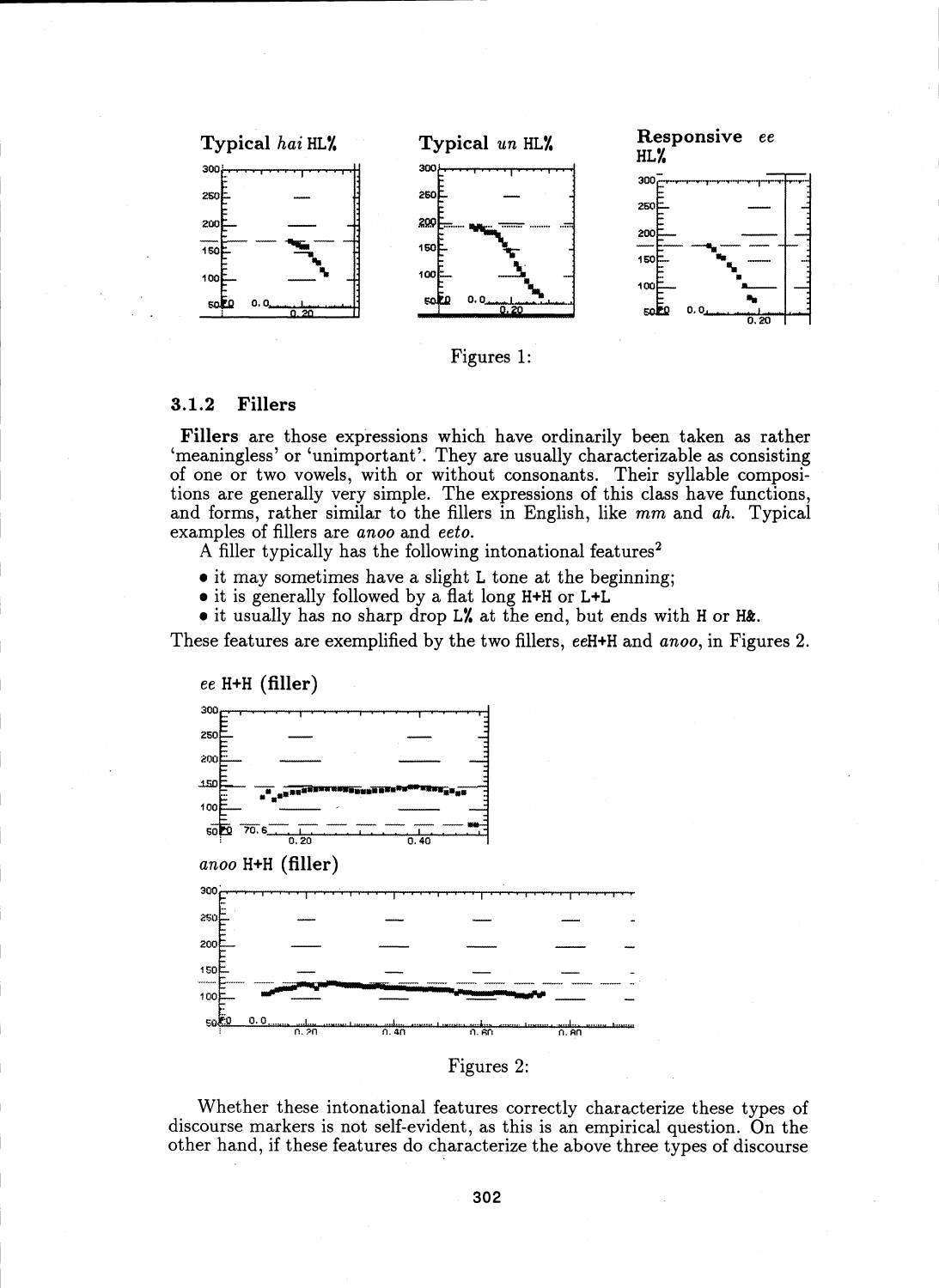Figures 1:

### 3.1.2 Fillers

**Fillers** are those expressions which have ordinarily been taken as rather 'meaningless' or 'unimportant'. They are usually characterizable as consisting of one or two vowels, with or without consonants. Their syllable compositions are generally very simple. The expressions of this class have functions, and forms, rather similar to the fillers in English, like *mm* and *ah*. Typical examples of fillers are *anoo* and *eeto*.

A filler typically has the following intonational features[2]

- it may sometimes have a slight L tone at the beginning;
- it is generally followed by a flat long H+H or L+L
- it usually has no sharp drop L% at the end, but ends with H or H&.

These features are exemplified by the two fillers, *ee*H+H and *anoo*, in Figures 2.

Figures 2:

Whether these intonational features correctly characterize these types of discourse markers is not self-evident, as this is an empirical question. On the other hand, if these features do characterize the above three types of discourse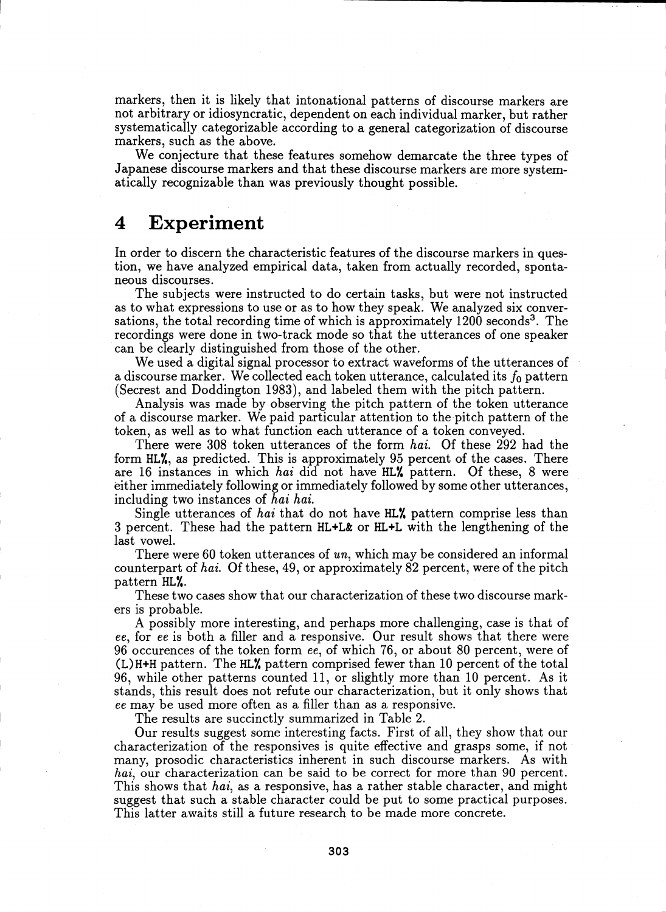markers, then it is likely that intonational patterns of discourse markers are not arbitrary or idiosyncratic, dependent on each individual marker, but rather systematically categorizable according to a general categorization of discourse markers, such as the above.

We conjecture that these features somehow demarcate the three types of Japanese discourse markers and that these discourse markers are more systematically recognizable than was previously thought possible.

# 4 Experiment

In order to discern the characteristic features of the discourse markers in question, we have analyzed empirical data, taken from actually recorded, spontaneous discourses.

The subjects were instructed to do certain tasks, but were not instructed as to what expressions to use or as to how they speak. We analyzed six conversations, the total recording time of which is approximately 1200 seconds[3]. The recordings were done in two-track mode so that the utterances of one speaker can be clearly distinguished from those of the other.

We used a digital signal processor to extract waveforms of the utterances of a discourse marker. We collected each token utterance, calculated its $f_0$ pattern (Secrest and Doddington 1983), and labeled them with the pitch pattern.

Analysis was made by observing the pitch pattern of the token utterance of a discourse marker. We paid particular attention to the pitch pattern of the token, as well as to what function each utterance of a token conveyed.

There were 308 token utterances of the form *hai*. Of these 292 had the form HL%, as predicted. This is approximately 95 percent of the cases. There are 16 instances in which *hai* did not have HL% pattern. Of these, 8 were either immediately following or immediately followed by some other utterances, including two instances of *hai hai*.

Single utterances of *hai* that do not have HL% pattern comprise less than 3 percent. These had the pattern HL+L& or HL+L with the lengthening of the last vowel.

There were 60 token utterances of *un*, which may be considered an informal counterpart of *hai*. Of these, 49, or approximately 82 percent, were of the pitch pattern HL%.

These two cases show that our characterization of these two discourse markers is probable.

A possibly more interesting, and perhaps more challenging, case is that of *ee*, for *ee* is both a filler and a responsive. Our result shows that there were 96 occurences of the token form *ee*, of which 76, or about 80 percent, were of (L)H+H pattern. The HL% pattern comprised fewer than 10 percent of the total 96, while other patterns counted 11, or slightly more than 10 percent. As it stands, this result does not refute our characterization, but it only shows that *ee* may be used more often as a filler than as a responsive.

The results are succinctly summarized in Table 2.

Our results suggest some interesting facts. First of all, they show that our characterization of the responsives is quite effective and grasps some, if not many, prosodic characteristics inherent in such discourse markers. As with *hai*, our characterization can be said to be correct for more than 90 percent. This shows that *hai*, as a responsive, has a rather stable character, and might suggest that such a stable character could be put to some practical purposes. This latter awaits still a future research to be made more concrete.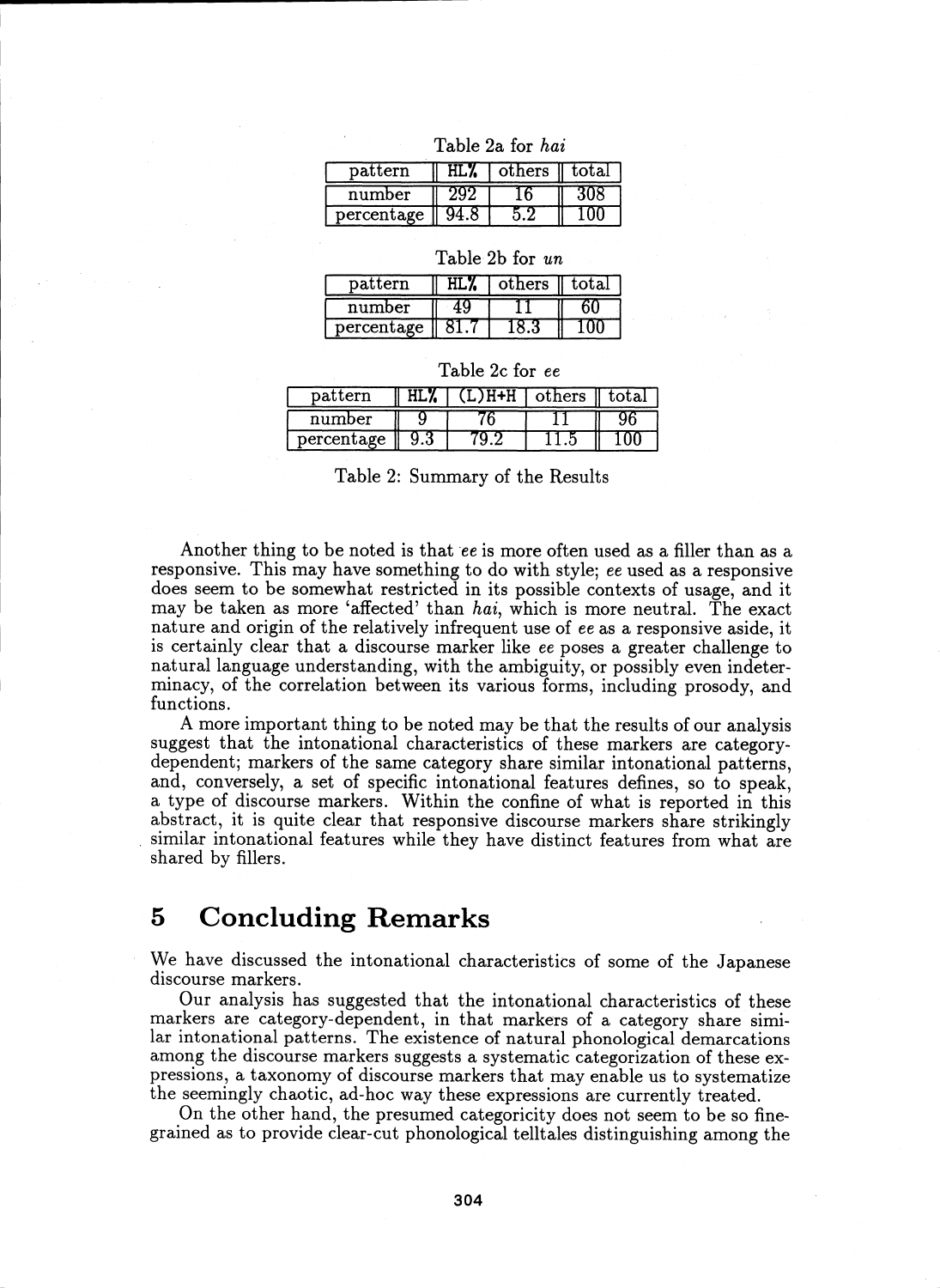Table 2a for *hai*

| pattern | HL% | others | total |
|---|---|---|---|
| number | 292 | 16 | 308 |
| percentage | 94.8 | 5.2 | 100 |

Table 2b for *un*

| pattern | HL% | others | total |
|---|---|---|---|
| number | 49 | 11 | 60 |
| percentage | 81.7 | 18.3 | 100 |

Table 2c for *ee*

| pattern | HL% | (L)H+H | others | total |
|---|---|---|---|---|
| number | 9 | 76 | 11 | 96 |
| percentage | 9.3 | 79.2 | 11.5 | 100 |

Table 2: Summary of the Results

Another thing to be noted is that *ee* is more often used as a filler than as a responsive. This may have something to do with style; *ee* used as a responsive does seem to be somewhat restricted in its possible contexts of usage, and it may be taken as more 'affected' than *hai*, which is more neutral. The exact nature and origin of the relatively infrequent use of *ee* as a responsive aside, it is certainly clear that a discourse marker like *ee* poses a greater challenge to natural language understanding, with the ambiguity, or possibly even indeterminacy, of the correlation between its various forms, including prosody, and functions.

A more important thing to be noted may be that the results of our analysis suggest that the intonational characteristics of these markers are category-dependent; markers of the same category share similar intonational patterns, and, conversely, a set of specific intonational features defines, so to speak, a type of discourse markers. Within the confine of what is reported in this abstract, it is quite clear that responsive discourse markers share strikingly similar intonational features while they have distinct features from what are shared by fillers.

## 5 Concluding Remarks

We have discussed the intonational characteristics of some of the Japanese discourse markers.

Our analysis has suggested that the intonational characteristics of these markers are category-dependent, in that markers of a category share similar intonational patterns. The existence of natural phonological demarcations among the discourse markers suggests a systematic categorization of these expressions, a taxonomy of discourse markers that may enable us to systematize the seemingly chaotic, ad-hoc way these expressions are currently treated.

On the other hand, the presumed categoricity does not seem to be so fine-grained as to provide clear-cut phonological telltales distinguishing among the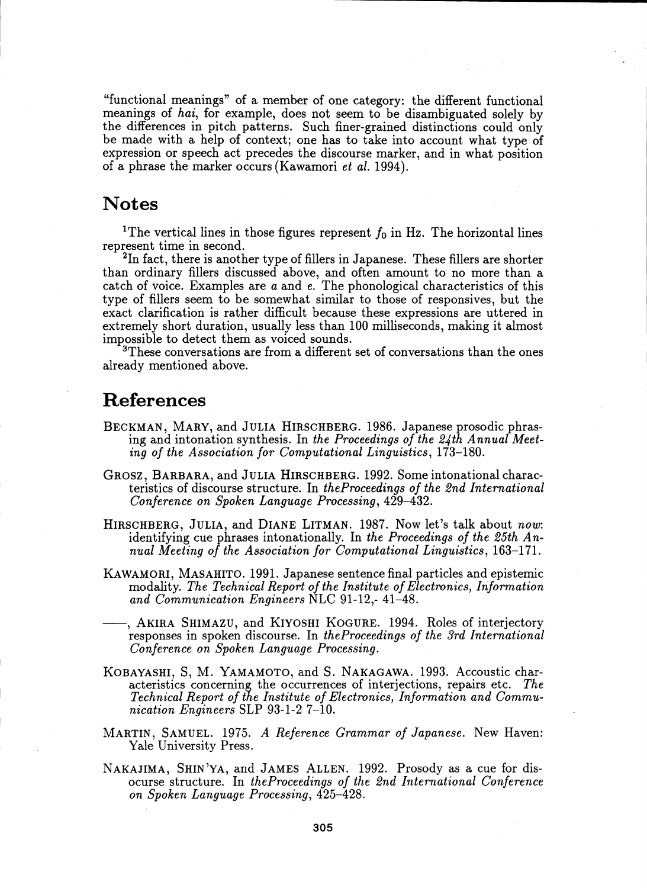"functional meanings" of a member of one category: the different functional meanings of *hai*, for example, does not seem to be disambiguated solely by the differences in pitch patterns. Such finer-grained distinctions could only be made with a help of context; one has to take into account what type of expression or speech act precedes the discourse marker, and in what position of a phrase the marker occurs (Kawamori *et al.* 1994).

## Notes

[1]The vertical lines in those figures represent $f_0$ in Hz. The horizontal lines represent time in second.

[2]In fact, there is another type of fillers in Japanese. These fillers are shorter than ordinary fillers discussed above, and often amount to no more than a catch of voice. Examples are *a* and *e*. The phonological characteristics of this type of fillers seem to be somewhat similar to those of responsives, but the exact clarification is rather difficult because these expressions are uttered in extremely short duration, usually less than 100 milliseconds, making it almost impossible to detect them as voiced sounds.

[3]These conversations are from a different set of conversations than the ones already mentioned above.

## References

BECKMAN, MARY, and JULIA HIRSCHBERG. 1986. Japanese prosodic phrasing and intonation synthesis. In *the Proceedings of the 24th Annual Meeting of the Association for Computational Linguistics*, 173–180.

GROSZ, BARBARA, and JULIA HIRSCHBERG. 1992. Some intonational characteristics of discourse structure. In *theProceedings of the 2nd International Conference on Spoken Language Processing*, 429–432.

HIRSCHBERG, JULIA, and DIANE LITMAN. 1987. Now let's talk about *now*: identifying cue phrases intonationally. In *the Proceedings of the 25th Annual Meeting of the Association for Computational Linguistics*, 163–171.

KAWAMORI, MASAHITO. 1991. Japanese sentence final particles and epistemic modality. *The Technical Report of the Institute of Electronics, Information and Communication Engineers* NLC 91-12,- 41–48.

——, AKIRA SHIMAZU, and KIYOSHI KOGURE. 1994. Roles of interjectory responses in spoken discourse. In *theProceedings of the 3rd International Conference on Spoken Language Processing*.

KOBAYASHI, S, M. YAMAMOTO, and S. NAKAGAWA. 1993. Accoustic characteristics concerning the occurrences of interjections, repairs etc. *The Technical Report of the Institute of Electronics, Information and Communication Engineers* SLP 93-1-2 7–10.

MARTIN, SAMUEL. 1975. *A Reference Grammar of Japanese*. New Haven: Yale University Press.

NAKAJIMA, SHIN'YA, and JAMES ALLEN. 1992. Prosody as a cue for disocurse structure. In *theProceedings of the 2nd International Conference on Spoken Language Processing*, 425–428.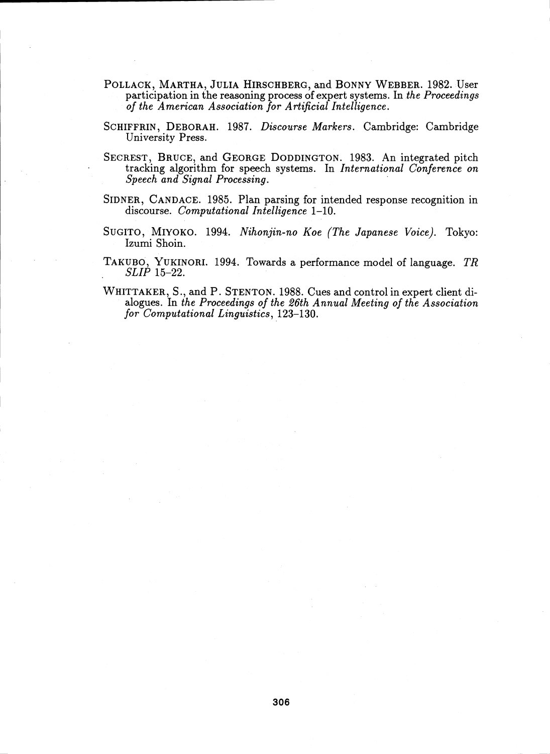POLLACK, MARTHA, JULIA HIRSCHBERG, and BONNY WEBBER. 1982. User participation in the reasoning process of expert systems. In *the Proceedings of the American Association for Artificial Intelligence*.

SCHIFFRIN, DEBORAH. 1987. *Discourse Markers*. Cambridge: Cambridge University Press.

SECREST, BRUCE, and GEORGE DODDINGTON. 1983. An integrated pitch tracking algorithm for speech systems. In *International Conference on Speech and Signal Processing*.

SIDNER, CANDACE. 1985. Plan parsing for intended response recognition in discourse. *Computational Intelligence* 1–10.

SUGITO, MIYOKO. 1994. *Nihonjin-no Koe (The Japanese Voice)*. Tokyo: Izumi Shoin.

TAKUBO, YUKINORI. 1994. Towards a performance model of language. *TR SLIP* 15–22.

WHITTAKER, S., and P. STENTON. 1988. Cues and control in expert client dialogues. In *the Proceedings of the 26th Annual Meeting of the Association for Computational Linguistics*, 123–130.